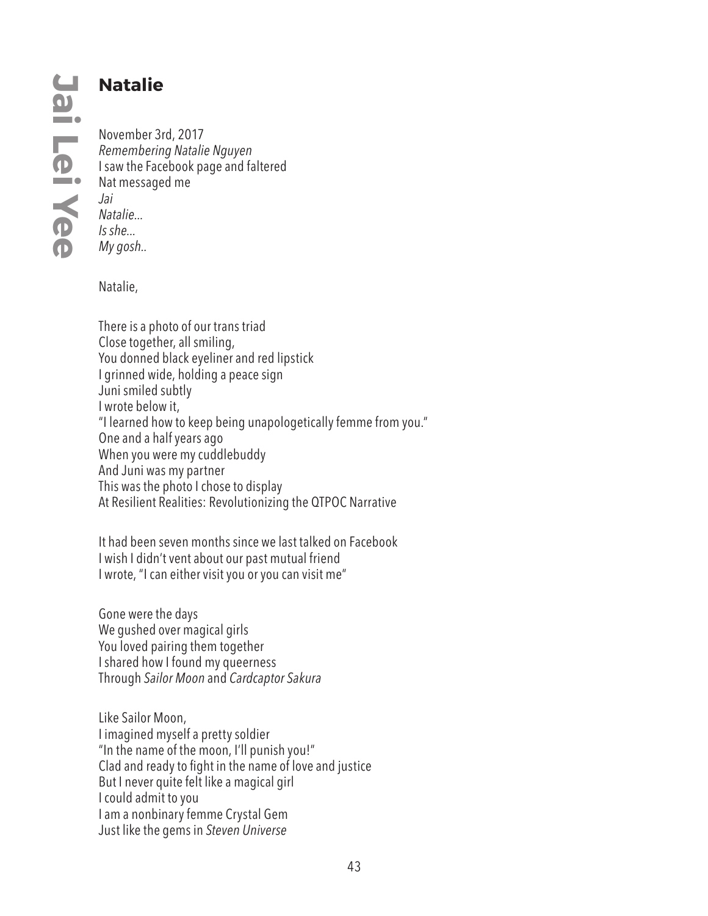**Jai Lei Yee**

## Natalie

November 3rd, 2017
*Remembering Natalie Nguyen*
I saw the Facebook page and faltered
Nat messaged me
*Jai*
*Natalie...*
*Is she...*
*My gosh..*

Natalie,

There is a photo of our trans triad
Close together, all smiling,
You donned black eyeliner and red lipstick
I grinned wide, holding a peace sign
Juni smiled subtly
I wrote below it,
"I learned how to keep being unapologetically femme from you."
One and a half years ago
When you were my cuddlebuddy
And Juni was my partner
This was the photo I chose to display
At Resilient Realities: Revolutionizing the QTPOC Narrative

It had been seven months since we last talked on Facebook
I wish I didn't vent about our past mutual friend
I wrote, "I can either visit you or you can visit me"

Gone were the days
We gushed over magical girls
You loved pairing them together
I shared how I found my queerness
Through *Sailor Moon* and *Cardcaptor Sakura*

Like Sailor Moon,
I imagined myself a pretty soldier
"In the name of the moon, I'll punish you!"
Clad and ready to fight in the name of love and justice
But I never quite felt like a magical girl
I could admit to you
I am a nonbinary femme Crystal Gem
Just like the gems in *Steven Universe*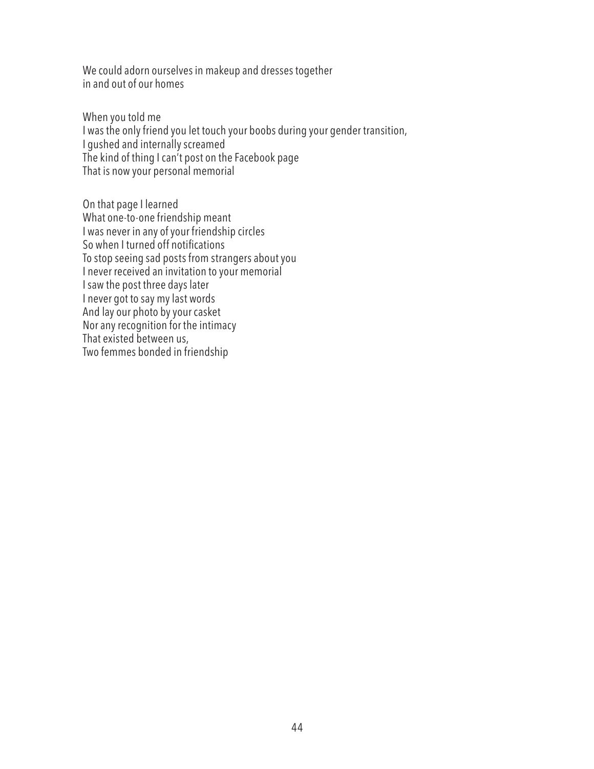We could adorn ourselves in makeup and dresses together
in and out of our homes

When you told me
I was the only friend you let touch your boobs during your gender transition,
I gushed and internally screamed
The kind of thing I can't post on the Facebook page
That is now your personal memorial

On that page I learned
What one-to-one friendship meant
I was never in any of your friendship circles
So when I turned off notifications
To stop seeing sad posts from strangers about you
I never received an invitation to your memorial
I saw the post three days later
I never got to say my last words
And lay our photo by your casket
Nor any recognition for the intimacy
That existed between us,
Two femmes bonded in friendship